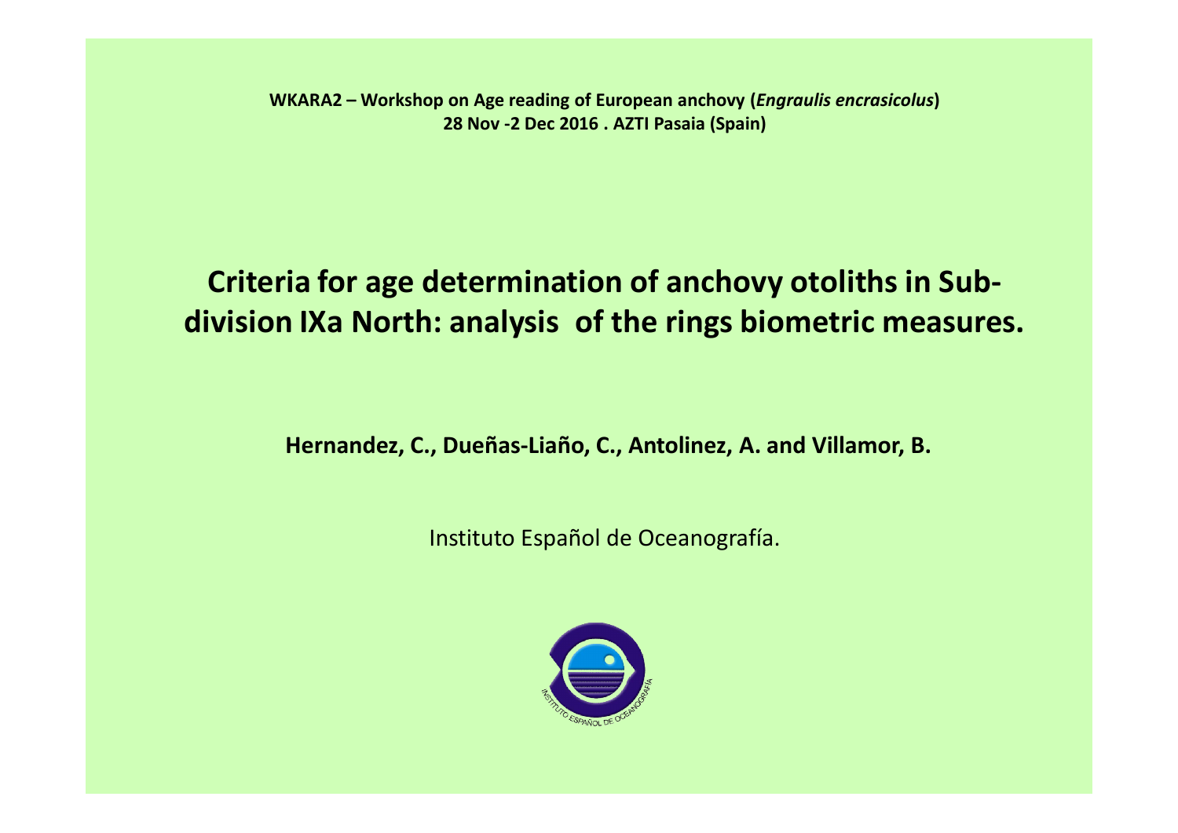**WKARA2 – Workshop on Age reading of European anchovy (*Engraulis encrasicolus*)**
**28 Nov -2 Dec 2016 . AZTI Pasaia (Spain)**

# Criteria for age determination of anchovy otoliths in Sub-division IXa North: analysis of the rings biometric measures.

**Hernandez, C., Dueñas-Liaño, C., Antolinez, A. and Villamor, B.**

Instituto Español de Oceanografía.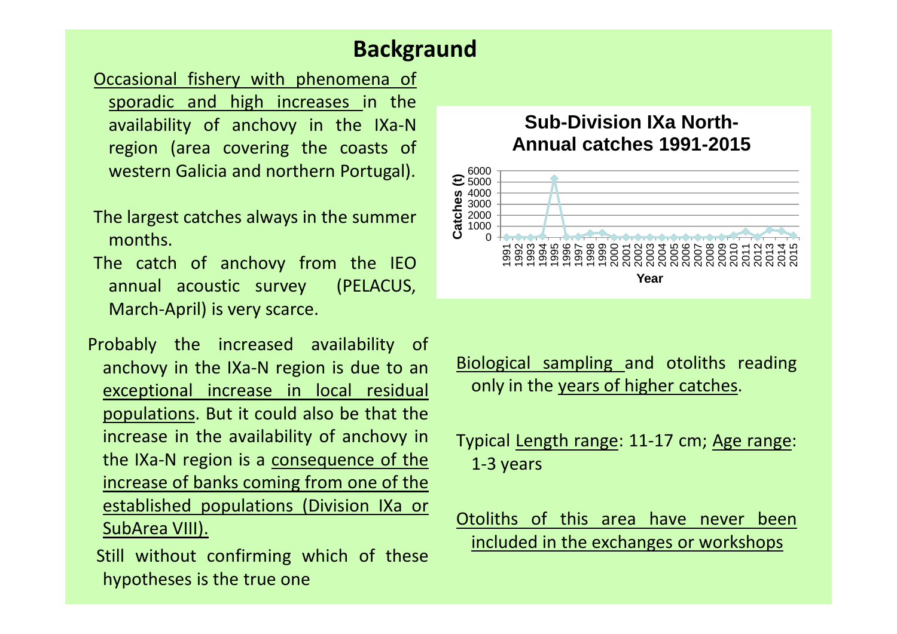# Backgraund

Occasional fishery with phenomena of sporadic and high increases in the availability of anchovy in the IXa-N region (area covering the coasts of western Galicia and northern Portugal).

The largest catches always in the summer months.

The catch of anchovy from the IEO annual acoustic survey (PELACUS, March-April) is very scarce.

Probably the increased availability of anchovy in the IXa-N region is due to an exceptional increase in local residual populations. But it could also be that the increase in the availability of anchovy in the IXa-N region is a consequence of the increase of banks coming from one of the established populations (Division IXa or SubArea VIII).

Still without confirming which of these hypotheses is the true one

**Sub-Division IXa North- Annual catches 1991-2015**

Catches (t)

6000
5000
4000
3000
2000
1000
0

1991 1992 1993 1994 1995 1996 1997 1998 1999 2000 2001 2002 2003 2004 2005 2006 2007 2008 2009 2010 2011 2012 2013 2014 2015

Year

Biological sampling and otoliths reading only in the years of higher catches.

Typical Length range: 11-17 cm; Age range: 1-3 years

Otoliths of this area have never been included in the exchanges or workshops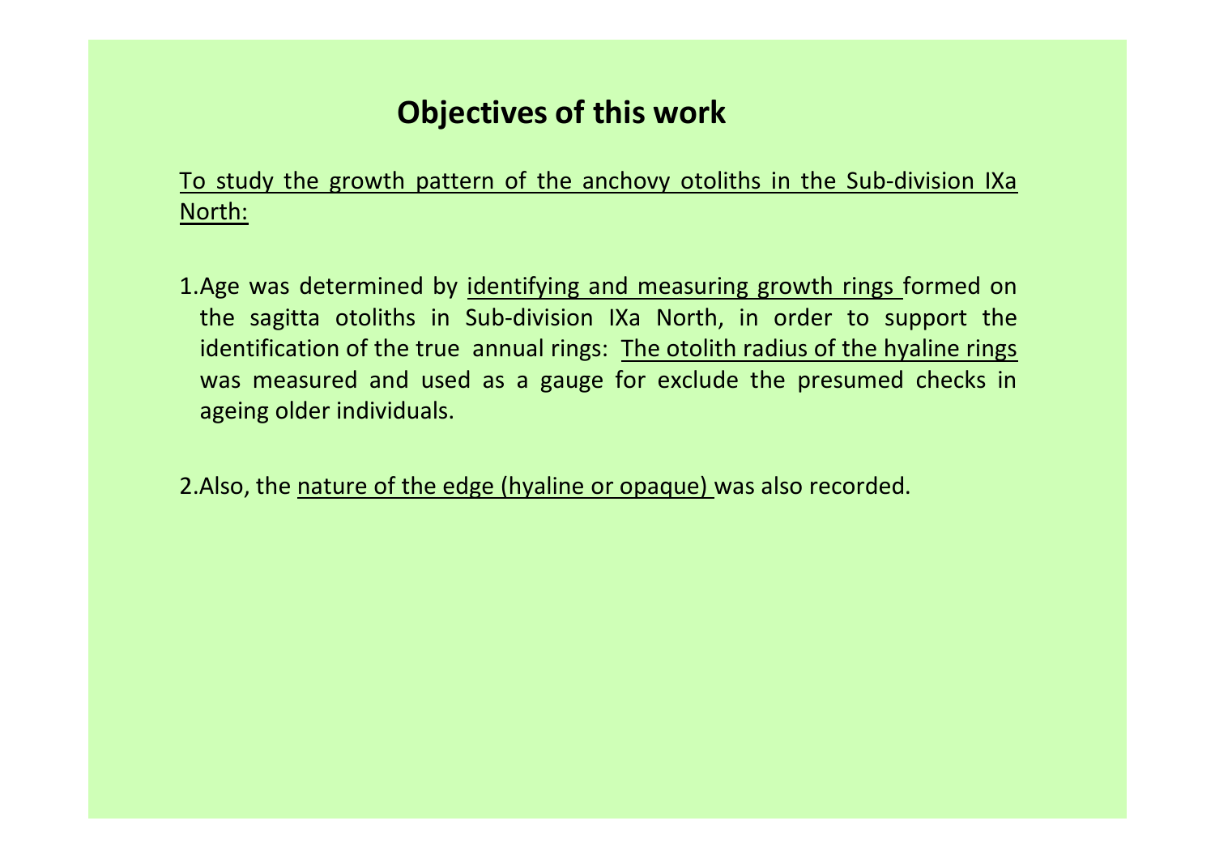## Objectives of this work

To study the growth pattern of the anchovy otoliths in the Sub-division IXa North:

1. Age was determined by identifying and measuring growth rings formed on the sagitta otoliths in Sub-division IXa North, in order to support the identification of the true annual rings: The otolith radius of the hyaline rings was measured and used as a gauge for exclude the presumed checks in ageing older individuals.

2. Also, the nature of the edge (hyaline or opaque) was also recorded.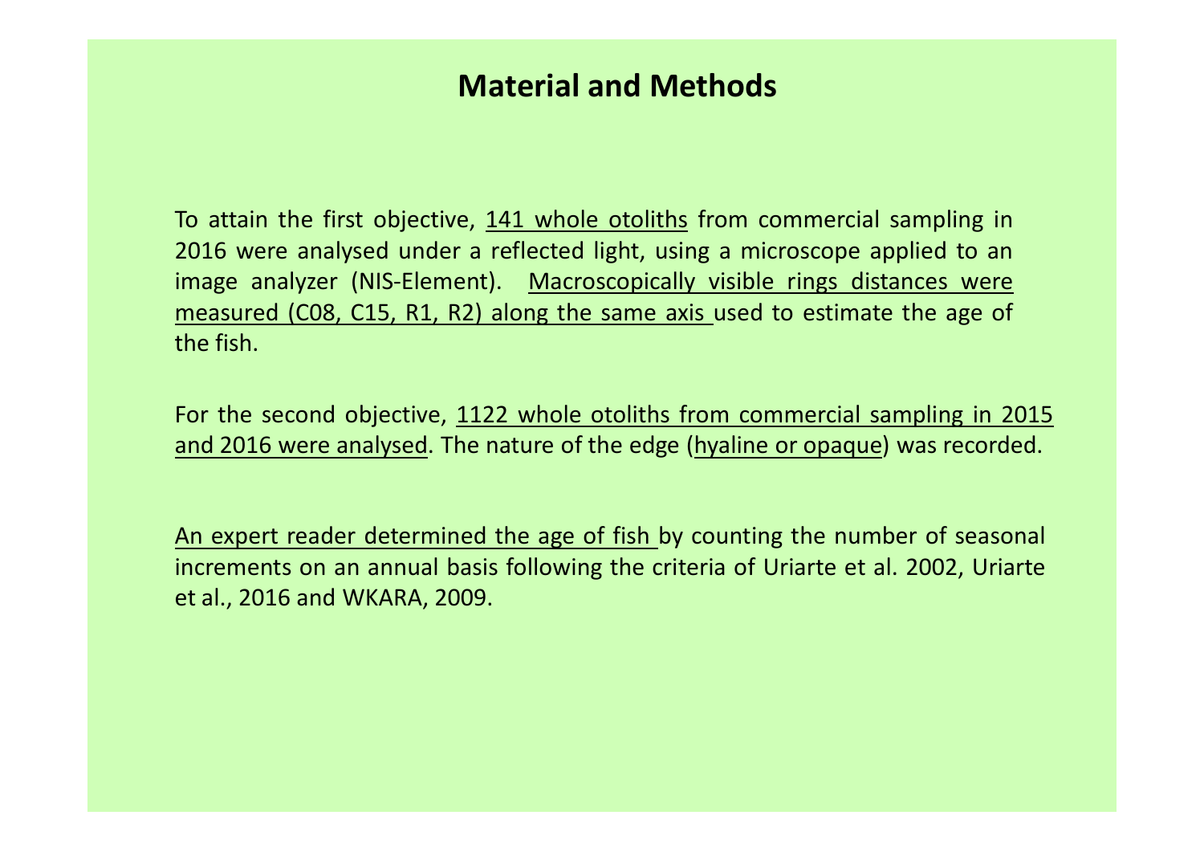# Material and Methods

To attain the first objective, <u>141 whole otoliths</u> from commercial sampling in 2016 were analysed under a reflected light, using a microscope applied to an image analyzer (NIS-Element). <u>Macroscopically visible rings distances were measured (C08, C15, R1, R2) along the same axis</u> used to estimate the age of the fish.

For the second objective, <u>1122 whole otoliths from commercial sampling in 2015 and 2016 were analysed</u>. The nature of the edge (<u>hyaline or opaque</u>) was recorded.

<u>An expert reader determined the age of fish</u> by counting the number of seasonal increments on an annual basis following the criteria of Uriarte et al. 2002, Uriarte et al., 2016 and WKARA, 2009.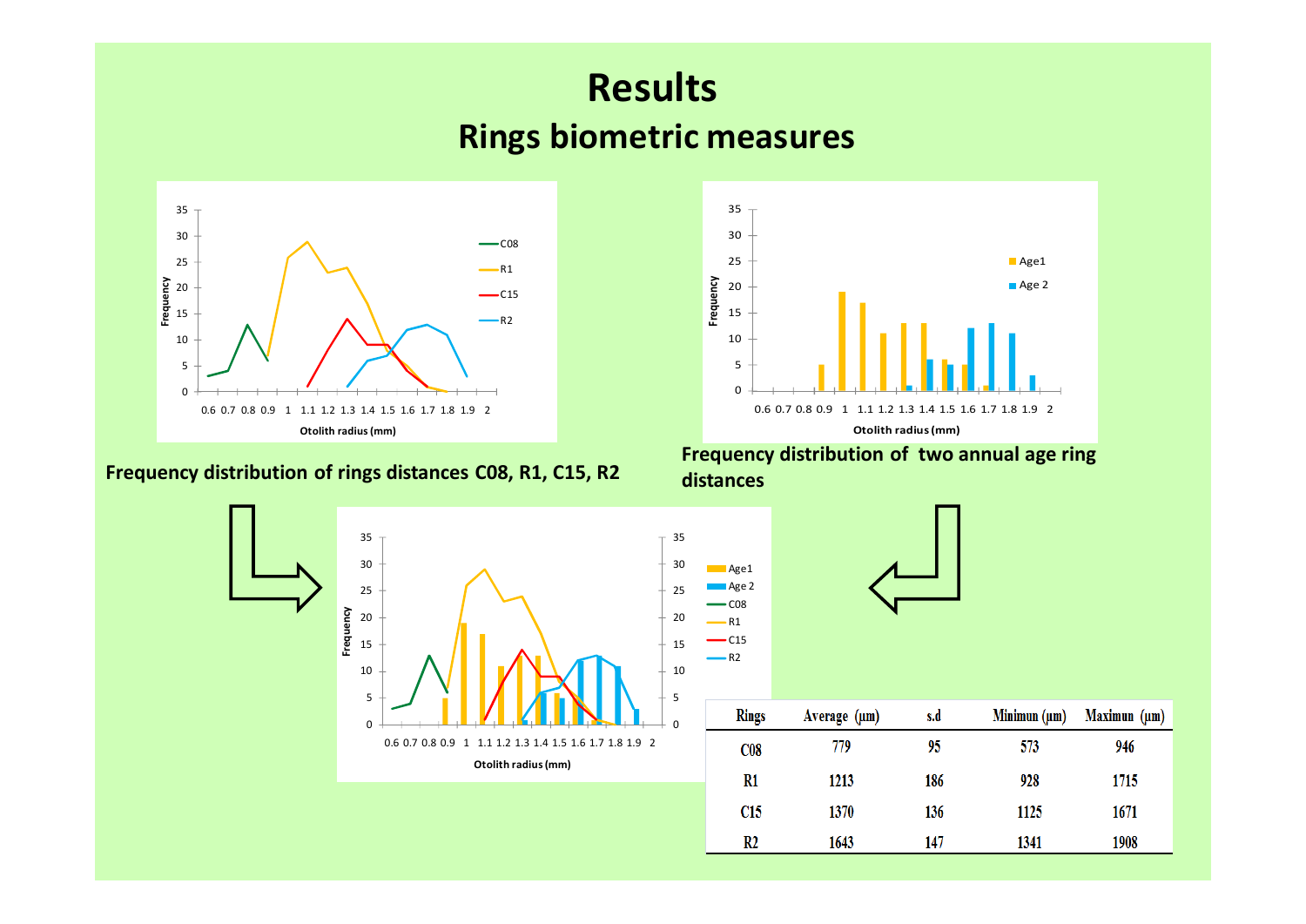# Results

## Rings biometric measures

Frequency distribution of rings distances C08, R1, C15, R2

Frequency distribution of two annual age ring distances

| Rings | Average (µm) | s.d | Minimun (µm) | Maximun (µm) |
|---|---|---|---|---|
| C08 | 779 | 95 | 573 | 946 |
| R1 | 1213 | 186 | 928 | 1715 |
| C15 | 1370 | 136 | 1125 | 1671 |
| R2 | 1643 | 147 | 1341 | 1908 |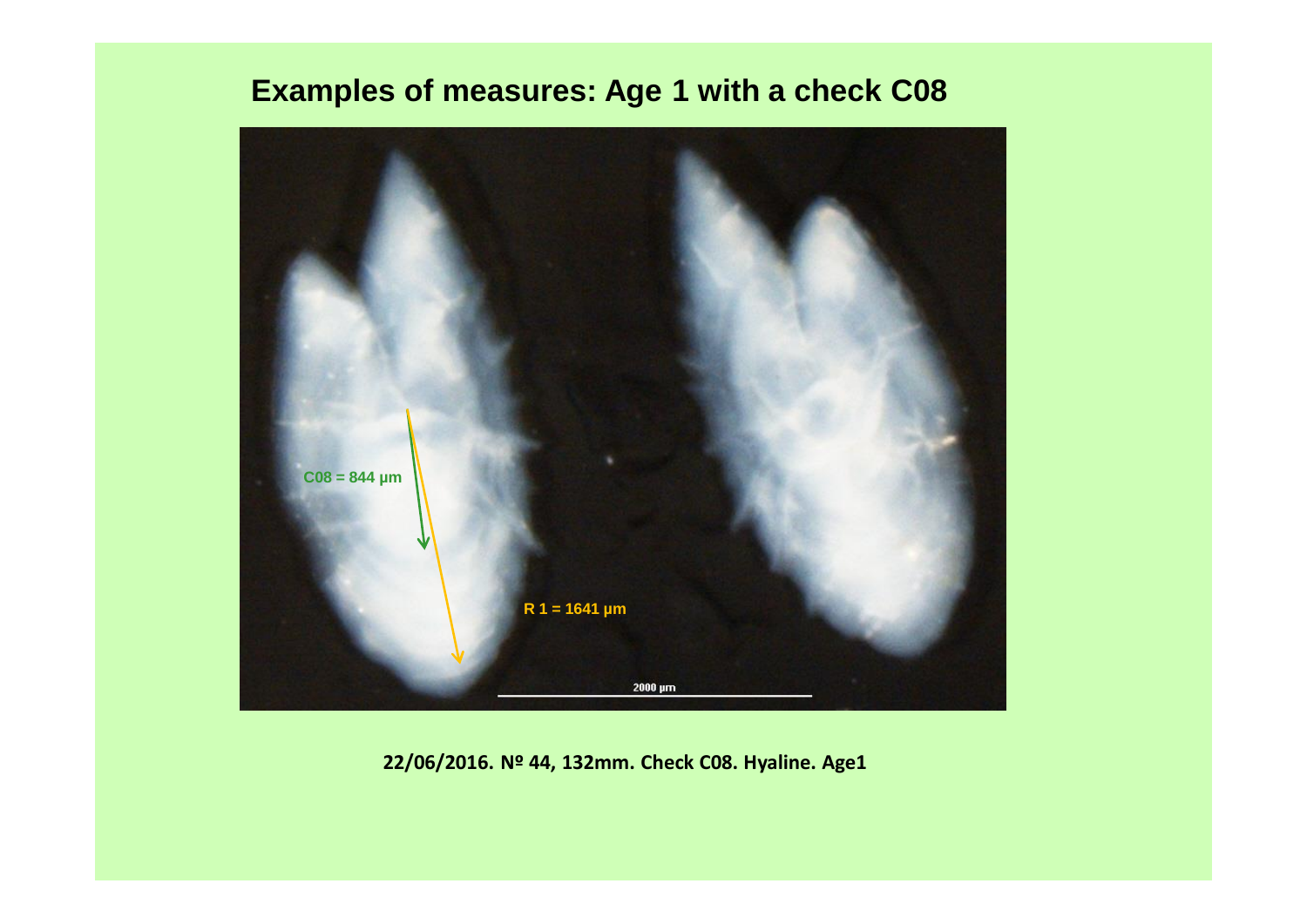## Examples of measures: Age 1 with a check C08

C08 = 844 µm

R 1 = 1641 µm

2000 µm

**22/06/2016. Nº 44, 132mm. Check C08. Hyaline. Age1**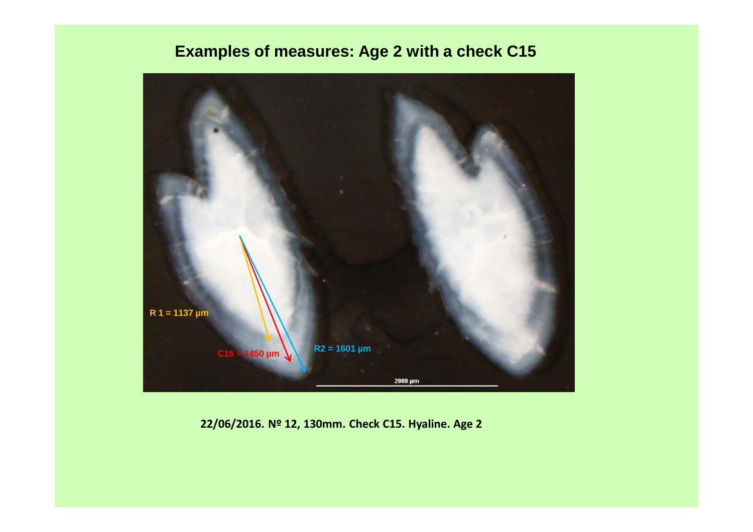# Examples of measures: Age 2 with a check C15

R 1 = 1137 µm

C15 = 1450 µm

R2 = 1601 µm

2000 µm

**22/06/2016. Nº 12, 130mm. Check C15. Hyaline. Age 2**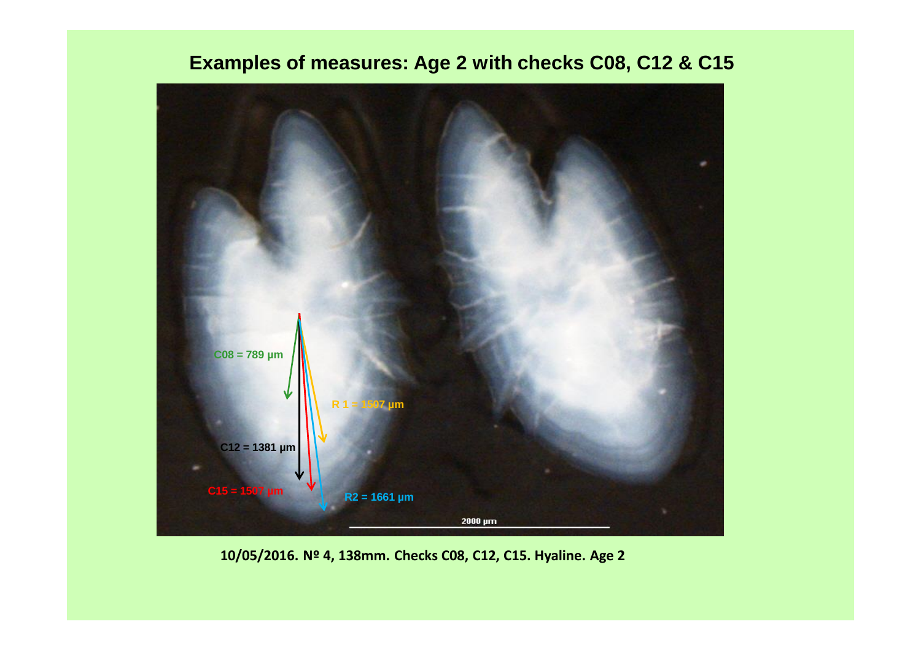# Examples of measures: Age 2 with checks C08, C12 & C15

C08 = 789 µm

R 1 = 1507 µm

C12 = 1381 µm

C15 = 1507 µm

R2 = 1661 µm

2000 µm

10/05/2016. Nº 4, 138mm. Checks C08, C12, C15. Hyaline. Age 2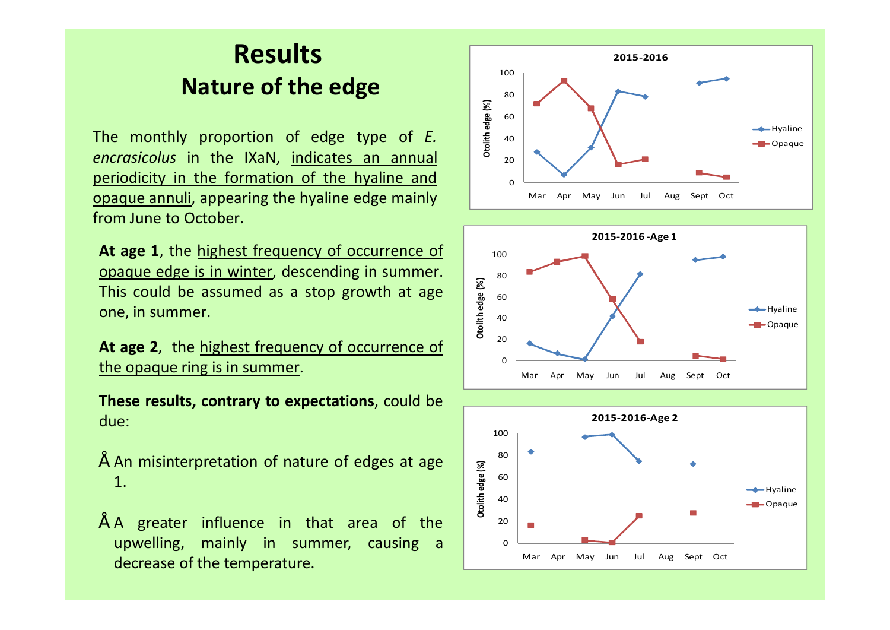# Results

## Nature of the edge

The monthly proportion of edge type of *E. encrasicolus* in the IXaN, indicates an annual periodicity in the formation of the hyaline and opaque annuli, appearing the hyaline edge mainly from June to October.

**At age 1**, the highest frequency of occurrence of opaque edge is in winter, descending in summer. This could be assumed as a stop growth at age one, in summer.

**At age 2**, the highest frequency of occurrence of the opaque ring is in summer.

**These results, contrary to expectations**, could be due:

- An misinterpretation of nature of edges at age 1.
- A greater influence in that area of the upwelling, mainly in summer, causing a decrease of the temperature.

**2015-2016**

| Month | Hyaline (%) | Opaque (%) |
|---|---|---|
| Mar | 28 | 72 |
| Apr | 7 | 93 |
| May | 32 | 68 |
| Jun | 83 | 17 |
| Jul | 79 | 21 |
| Aug | | |
| Sept | 91 | 9 |
| Oct | 95 | 5 |

**2015-2016 -Age 1**

| Month | Hyaline (%) | Opaque (%) |
|---|---|---|
| Mar | 16 | 84 |
| Apr | 7 | 93 |
| May | 1 | 99 |
| Jun | 42 | 58 |
| Jul | 82 | 18 |
| Aug | | |
| Sept | 95 | 5 |
| Oct | 98 | 2 |

**2015-2016-Age 2**

| Month | Hyaline (%) | Opaque (%) |
|---|---|---|
| Mar | 83 | 17 |
| Apr | | |
| May | 97 | 3 |
| Jun | 99 | 1 |
| Jul | 75 | 25 |
| Aug | | |
| Sept | 72 | 28 |
| Oct | | |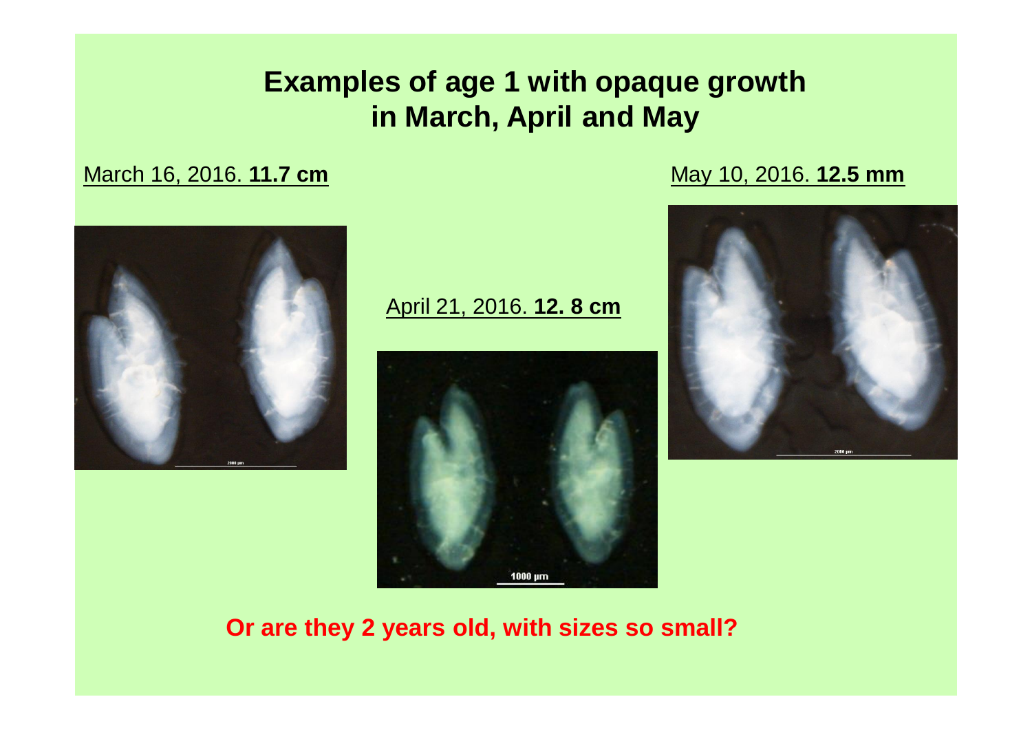# Examples of age 1 with opaque growth in March, April and May

March 16, 2016. **11.7 cm**

April 21, 2016. **12. 8 cm**

May 10, 2016. **12.5 mm**

**Or are they 2 years old, with sizes so small?**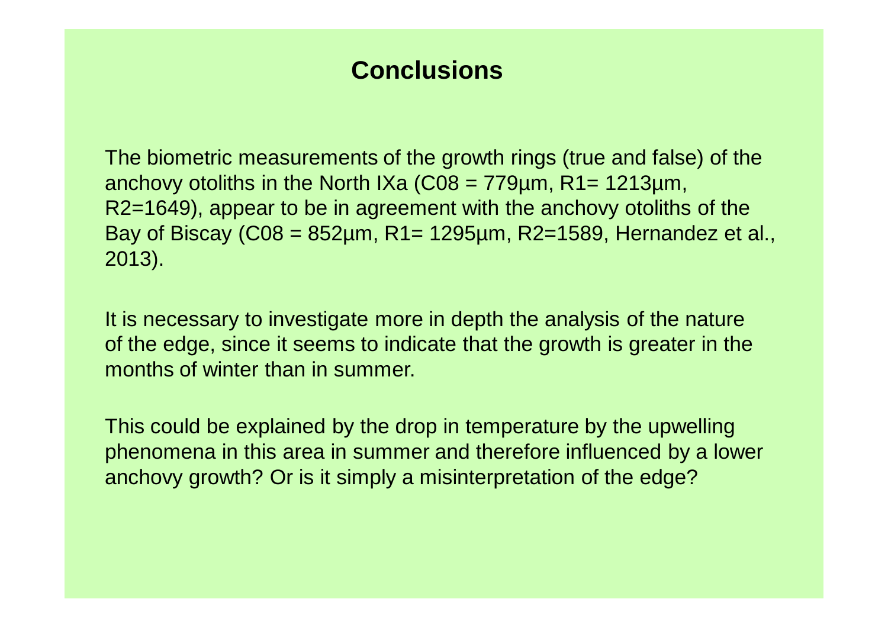## Conclusions

The biometric measurements of the growth rings (true and false) of the anchovy otoliths in the North IXa (C08 = 779µm, R1= 1213µm, R2=1649), appear to be in agreement with the anchovy otoliths of the Bay of Biscay (C08 = 852µm, R1= 1295µm, R2=1589, Hernandez et al., 2013).

It is necessary to investigate more in depth the analysis of the nature of the edge, since it seems to indicate that the growth is greater in the months of winter than in summer.

This could be explained by the drop in temperature by the upwelling phenomena in this area in summer and therefore influenced by a lower anchovy growth? Or is it simply a misinterpretation of the edge?